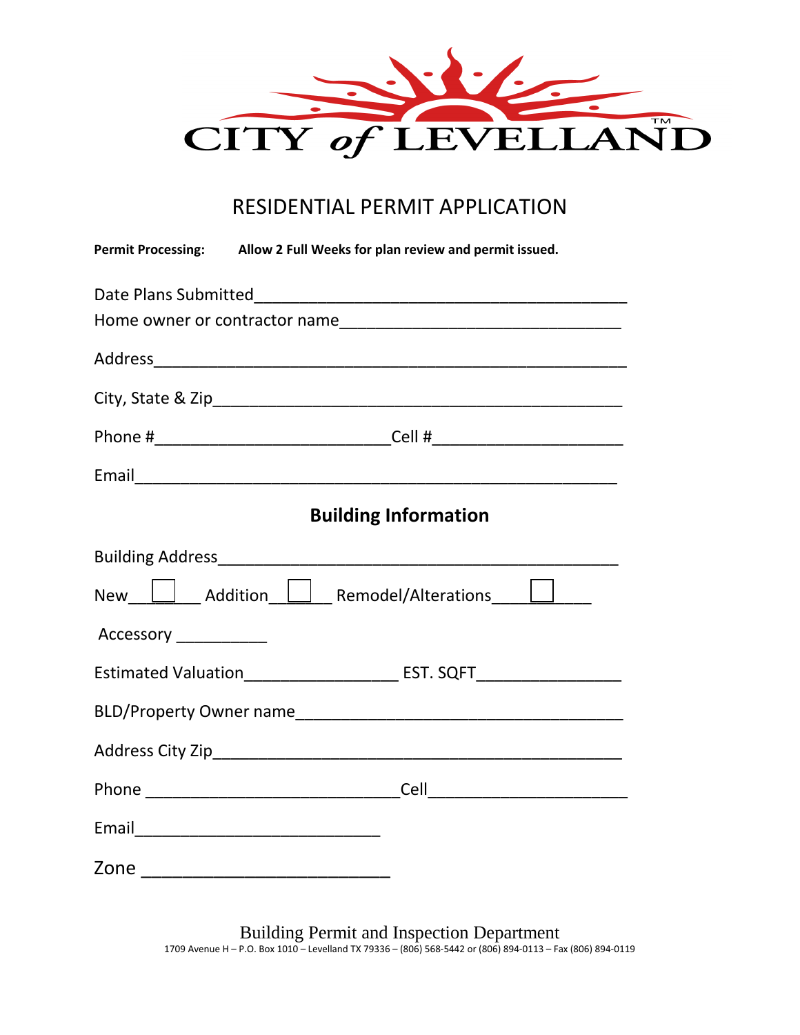# CITY of LEVELLAND

## RESIDENTIAL PERMIT APPLICATION

**Permit Processing:** **Allow 2 Full Weeks for plan review and permit issued.**

Date Plans Submitted___________________________________________

Home owner or contractor name_________________________________

Address_______________________________________________________

City, State & Zip_______________________________________________

Phone #___________________________Cell #______________________

Email_________________________________________________________

### Building Information

Building Address_______________________________________________

New______ ☐ Addition______ ☐ Remodel/Alterations_________ ☐

Accessory __________

Estimated Valuation_________________ EST. SQFT________________

BLD/Property Owner name______________________________________

Address City Zip_______________________________________________

Phone ____________________________Cell______________________

Email____________________________

Zone __________________________

Building Permit and Inspection Department

1709 Avenue H – P.O. Box 1010 – Levelland TX 79336 – (806) 568-5442 or (806) 894-0113 – Fax (806) 894-0119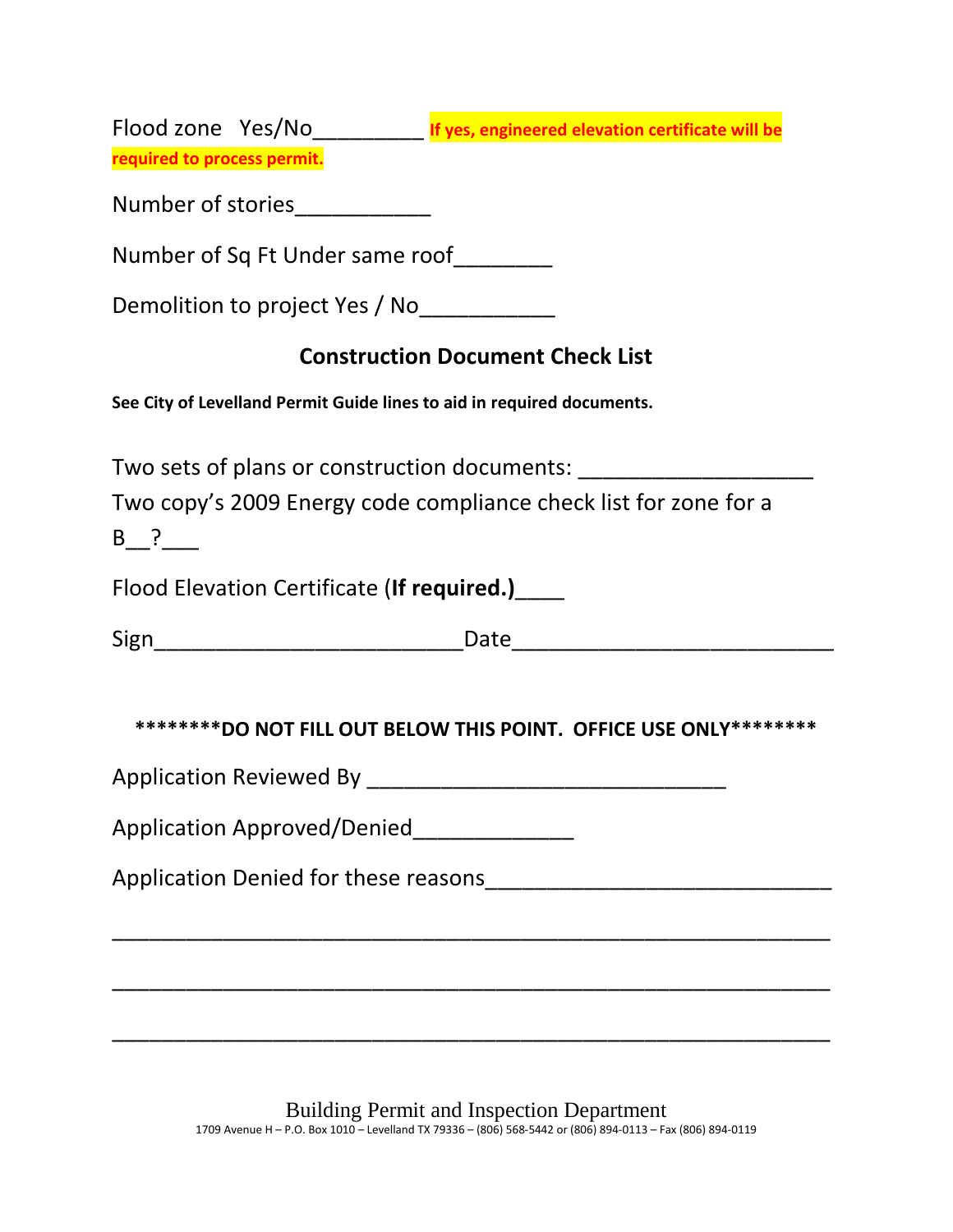Flood zone Yes/No_________ **If yes, engineered elevation certificate will be required to process permit.**

Number of stories___________

Number of Sq Ft Under same roof________

Demolition to project Yes / No___________

## Construction Document Check List

**See City of Levelland Permit Guide lines to aid in required documents.**

Two sets of plans or construction documents: ___________________

Two copy's 2009 Energy code compliance check list for zone for a B__?___

Flood Elevation Certificate (**If required.)**____

Sign_________________________Date__________________________

**********DO NOT FILL OUT BELOW THIS POINT. OFFICE USE ONLY**********

Application Reviewed By _____________________________

Application Approved/Denied_____________

Application Denied for these reasons___________________________

_________________________________________________________

_________________________________________________________

_________________________________________________________

Building Permit and Inspection Department

1709 Avenue H – P.O. Box 1010 – Levelland TX 79336 – (806) 568-5442 or (806) 894-0113 – Fax (806) 894-0119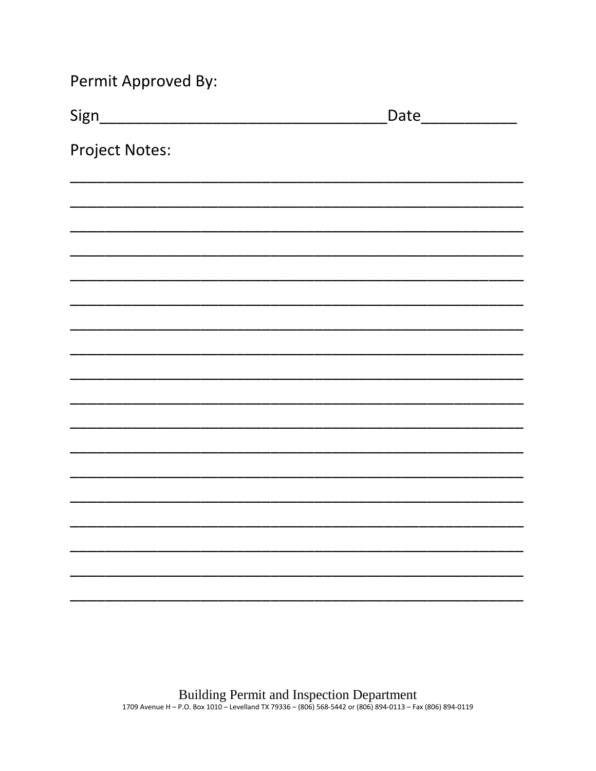Permit Approved By:

Sign__________________________________Date___________

Project Notes:

______________________________________________________

______________________________________________________

______________________________________________________

______________________________________________________

______________________________________________________

______________________________________________________

______________________________________________________

______________________________________________________

______________________________________________________

______________________________________________________

______________________________________________________

______________________________________________________

______________________________________________________

______________________________________________________

______________________________________________________

______________________________________________________

______________________________________________________

______________________________________________________